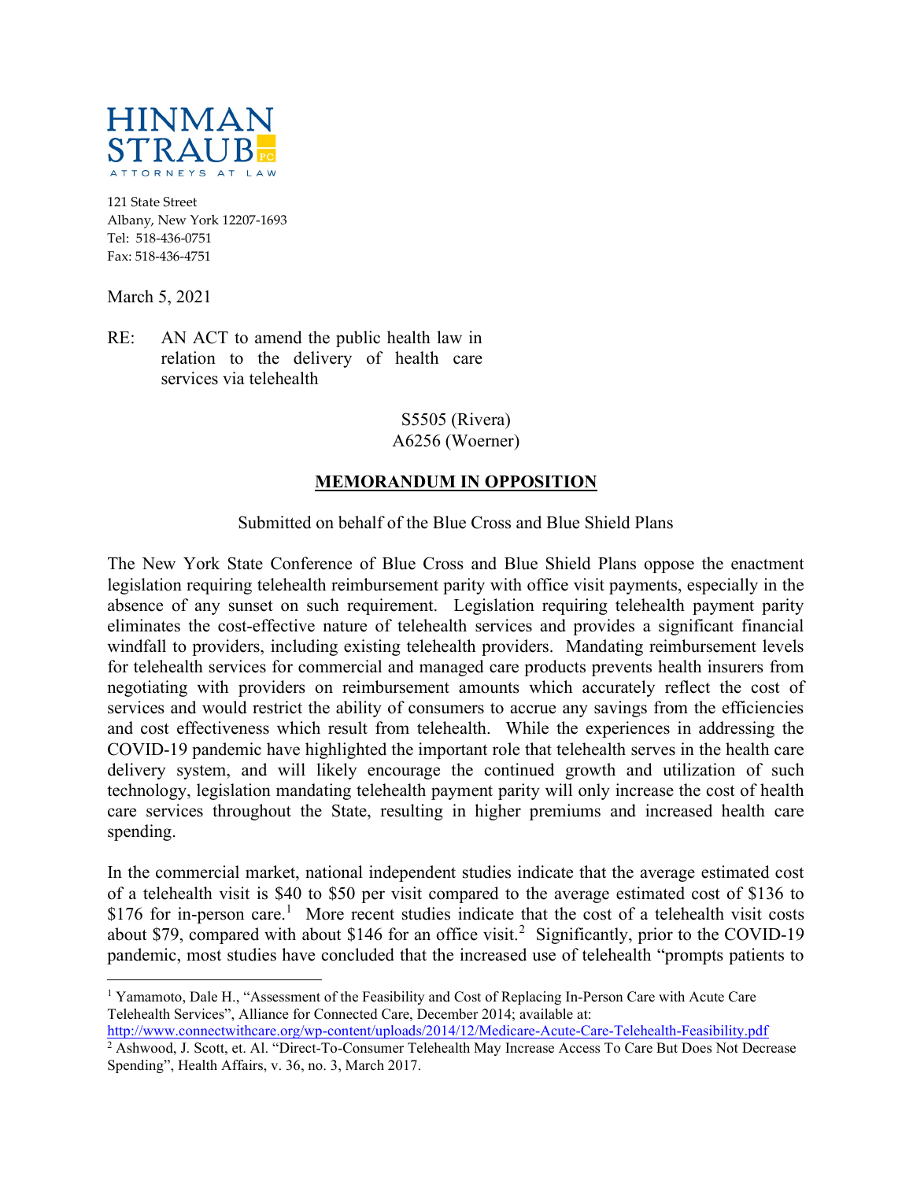HINMAN STRAUB PC
ATTORNEYS AT LAW

121 State Street
Albany, New York 12207-1693
Tel: 518-436-0751
Fax: 518-436-4751

March 5, 2021

RE: AN ACT to amend the public health law in relation to the delivery of health care services via telehealth

S5505 (Rivera)
A6256 (Woerner)

**MEMORANDUM IN OPPOSITION**

Submitted on behalf of the Blue Cross and Blue Shield Plans

The New York State Conference of Blue Cross and Blue Shield Plans oppose the enactment legislation requiring telehealth reimbursement parity with office visit payments, especially in the absence of any sunset on such requirement. Legislation requiring telehealth payment parity eliminates the cost-effective nature of telehealth services and provides a significant financial windfall to providers, including existing telehealth providers. Mandating reimbursement levels for telehealth services for commercial and managed care products prevents health insurers from negotiating with providers on reimbursement amounts which accurately reflect the cost of services and would restrict the ability of consumers to accrue any savings from the efficiencies and cost effectiveness which result from telehealth. While the experiences in addressing the COVID-19 pandemic have highlighted the important role that telehealth serves in the health care delivery system, and will likely encourage the continued growth and utilization of such technology, legislation mandating telehealth payment parity will only increase the cost of health care services throughout the State, resulting in higher premiums and increased health care spending.

In the commercial market, national independent studies indicate that the average estimated cost of a telehealth visit is $40 to $50 per visit compared to the average estimated cost of $136 to $176 for in-person care.[1] More recent studies indicate that the cost of a telehealth visit costs about $79, compared with about $146 for an office visit.[2] Significantly, prior to the COVID-19 pandemic, most studies have concluded that the increased use of telehealth "prompts patients to

[1] Yamamoto, Dale H., "Assessment of the Feasibility and Cost of Replacing In-Person Care with Acute Care Telehealth Services", Alliance for Connected Care, December 2014; available at: http://www.connectwithcare.org/wp-content/uploads/2014/12/Medicare-Acute-Care-Telehealth-Feasibility.pdf

[2] Ashwood, J. Scott, et. Al. "Direct-To-Consumer Telehealth May Increase Access To Care But Does Not Decrease Spending", Health Affairs, v. 36, no. 3, March 2017.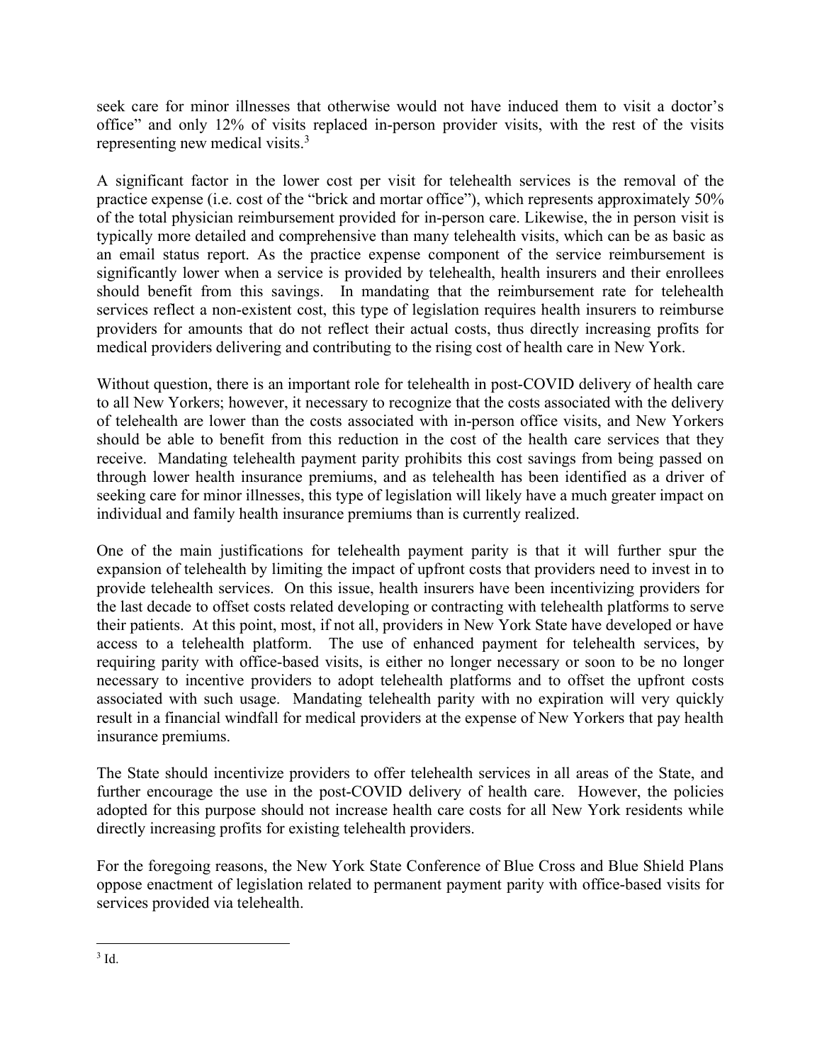seek care for minor illnesses that otherwise would not have induced them to visit a doctor's office" and only 12% of visits replaced in-person provider visits, with the rest of the visits representing new medical visits.[3]

A significant factor in the lower cost per visit for telehealth services is the removal of the practice expense (i.e. cost of the "brick and mortar office"), which represents approximately 50% of the total physician reimbursement provided for in-person care. Likewise, the in person visit is typically more detailed and comprehensive than many telehealth visits, which can be as basic as an email status report. As the practice expense component of the service reimbursement is significantly lower when a service is provided by telehealth, health insurers and their enrollees should benefit from this savings. In mandating that the reimbursement rate for telehealth services reflect a non-existent cost, this type of legislation requires health insurers to reimburse providers for amounts that do not reflect their actual costs, thus directly increasing profits for medical providers delivering and contributing to the rising cost of health care in New York.

Without question, there is an important role for telehealth in post-COVID delivery of health care to all New Yorkers; however, it necessary to recognize that the costs associated with the delivery of telehealth are lower than the costs associated with in-person office visits, and New Yorkers should be able to benefit from this reduction in the cost of the health care services that they receive. Mandating telehealth payment parity prohibits this cost savings from being passed on through lower health insurance premiums, and as telehealth has been identified as a driver of seeking care for minor illnesses, this type of legislation will likely have a much greater impact on individual and family health insurance premiums than is currently realized.

One of the main justifications for telehealth payment parity is that it will further spur the expansion of telehealth by limiting the impact of upfront costs that providers need to invest in to provide telehealth services. On this issue, health insurers have been incentivizing providers for the last decade to offset costs related developing or contracting with telehealth platforms to serve their patients. At this point, most, if not all, providers in New York State have developed or have access to a telehealth platform. The use of enhanced payment for telehealth services, by requiring parity with office-based visits, is either no longer necessary or soon to be no longer necessary to incentive providers to adopt telehealth platforms and to offset the upfront costs associated with such usage. Mandating telehealth parity with no expiration will very quickly result in a financial windfall for medical providers at the expense of New Yorkers that pay health insurance premiums.

The State should incentivize providers to offer telehealth services in all areas of the State, and further encourage the use in the post-COVID delivery of health care. However, the policies adopted for this purpose should not increase health care costs for all New York residents while directly increasing profits for existing telehealth providers.

For the foregoing reasons, the New York State Conference of Blue Cross and Blue Shield Plans oppose enactment of legislation related to permanent payment parity with office-based visits for services provided via telehealth.

---

[3] Id.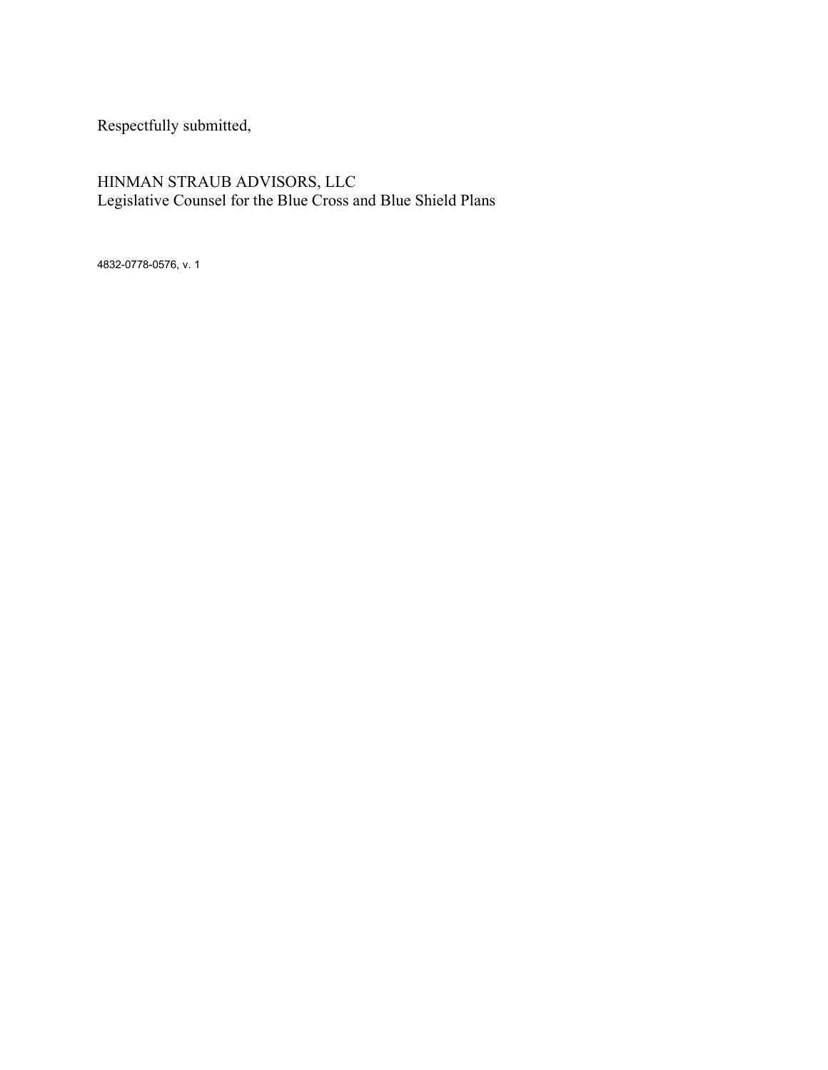Respectfully submitted,

HINMAN STRAUB ADVISORS, LLC
Legislative Counsel for the Blue Cross and Blue Shield Plans

4832-0778-0576, v. 1